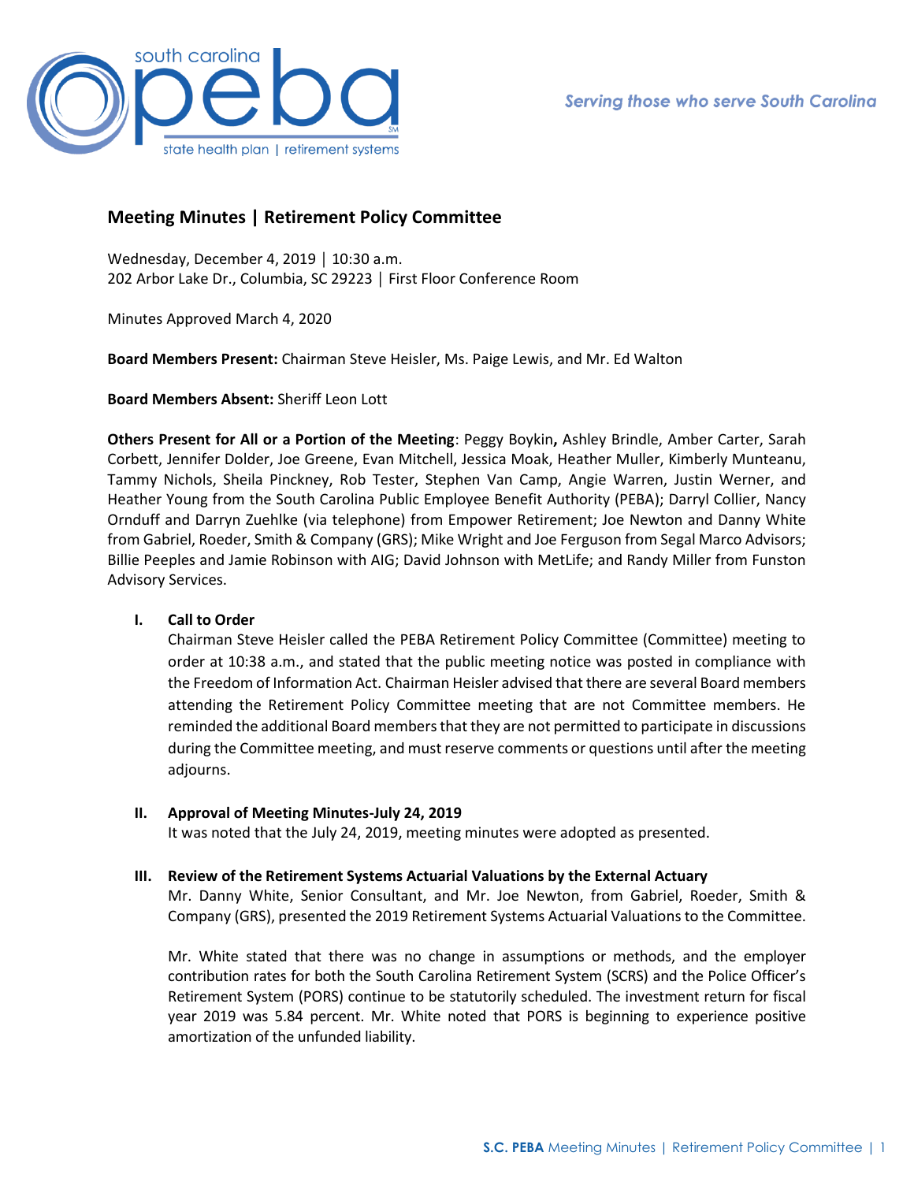# Meeting Minutes | Retirement Policy Committee

Wednesday, December 4, 2019 │ 10:30 a.m.
202 Arbor Lake Dr., Columbia, SC 29223 │ First Floor Conference Room

Minutes Approved March 4, 2020

**Board Members Present:** Chairman Steve Heisler, Ms. Paige Lewis, and Mr. Ed Walton

**Board Members Absent:** Sheriff Leon Lott

**Others Present for All or a Portion of the Meeting**: Peggy Boykin**,** Ashley Brindle, Amber Carter, Sarah Corbett, Jennifer Dolder, Joe Greene, Evan Mitchell, Jessica Moak, Heather Muller, Kimberly Munteanu, Tammy Nichols, Sheila Pinckney, Rob Tester, Stephen Van Camp, Angie Warren, Justin Werner, and Heather Young from the South Carolina Public Employee Benefit Authority (PEBA); Darryl Collier, Nancy Ornduff and Darryn Zuehlke (via telephone) from Empower Retirement; Joe Newton and Danny White from Gabriel, Roeder, Smith & Company (GRS); Mike Wright and Joe Ferguson from Segal Marco Advisors; Billie Peeples and Jamie Robinson with AIG; David Johnson with MetLife; and Randy Miller from Funston Advisory Services.

**I. Call to Order**

Chairman Steve Heisler called the PEBA Retirement Policy Committee (Committee) meeting to order at 10:38 a.m., and stated that the public meeting notice was posted in compliance with the Freedom of Information Act. Chairman Heisler advised that there are several Board members attending the Retirement Policy Committee meeting that are not Committee members. He reminded the additional Board members that they are not permitted to participate in discussions during the Committee meeting, and must reserve comments or questions until after the meeting adjourns.

**II. Approval of Meeting Minutes-July 24, 2019**

It was noted that the July 24, 2019, meeting minutes were adopted as presented.

**III. Review of the Retirement Systems Actuarial Valuations by the External Actuary**

Mr. Danny White, Senior Consultant, and Mr. Joe Newton, from Gabriel, Roeder, Smith & Company (GRS), presented the 2019 Retirement Systems Actuarial Valuations to the Committee.

Mr. White stated that there was no change in assumptions or methods, and the employer contribution rates for both the South Carolina Retirement System (SCRS) and the Police Officer's Retirement System (PORS) continue to be statutorily scheduled. The investment return for fiscal year 2019 was 5.84 percent. Mr. White noted that PORS is beginning to experience positive amortization of the unfunded liability.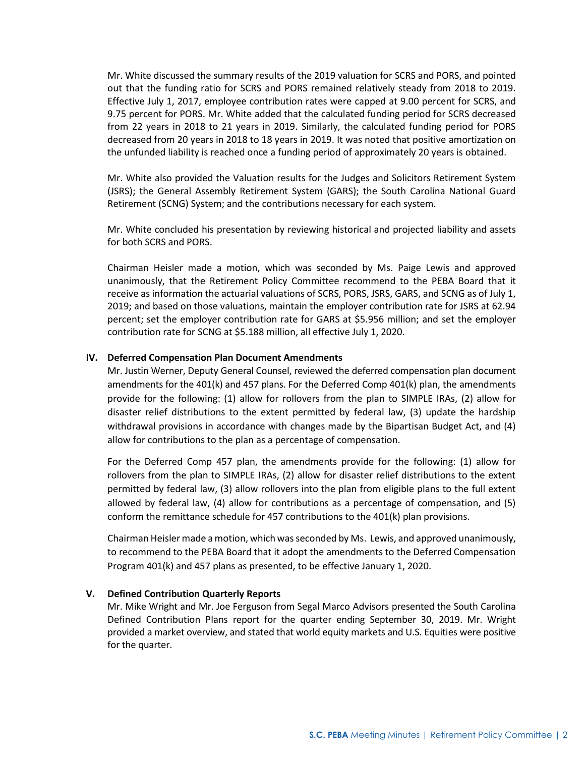Mr. White discussed the summary results of the 2019 valuation for SCRS and PORS, and pointed out that the funding ratio for SCRS and PORS remained relatively steady from 2018 to 2019. Effective July 1, 2017, employee contribution rates were capped at 9.00 percent for SCRS, and 9.75 percent for PORS. Mr. White added that the calculated funding period for SCRS decreased from 22 years in 2018 to 21 years in 2019. Similarly, the calculated funding period for PORS decreased from 20 years in 2018 to 18 years in 2019. It was noted that positive amortization on the unfunded liability is reached once a funding period of approximately 20 years is obtained.

Mr. White also provided the Valuation results for the Judges and Solicitors Retirement System (JSRS); the General Assembly Retirement System (GARS); the South Carolina National Guard Retirement (SCNG) System; and the contributions necessary for each system.

Mr. White concluded his presentation by reviewing historical and projected liability and assets for both SCRS and PORS.

Chairman Heisler made a motion, which was seconded by Ms. Paige Lewis and approved unanimously, that the Retirement Policy Committee recommend to the PEBA Board that it receive as information the actuarial valuations of SCRS, PORS, JSRS, GARS, and SCNG as of July 1, 2019; and based on those valuations, maintain the employer contribution rate for JSRS at 62.94 percent; set the employer contribution rate for GARS at $5.956 million; and set the employer contribution rate for SCNG at $5.188 million, all effective July 1, 2020.

## IV. Deferred Compensation Plan Document Amendments

Mr. Justin Werner, Deputy General Counsel, reviewed the deferred compensation plan document amendments for the 401(k) and 457 plans. For the Deferred Comp 401(k) plan, the amendments provide for the following: (1) allow for rollovers from the plan to SIMPLE IRAs, (2) allow for disaster relief distributions to the extent permitted by federal law, (3) update the hardship withdrawal provisions in accordance with changes made by the Bipartisan Budget Act, and (4) allow for contributions to the plan as a percentage of compensation.

For the Deferred Comp 457 plan, the amendments provide for the following: (1) allow for rollovers from the plan to SIMPLE IRAs, (2) allow for disaster relief distributions to the extent permitted by federal law, (3) allow rollovers into the plan from eligible plans to the full extent allowed by federal law, (4) allow for contributions as a percentage of compensation, and (5) conform the remittance schedule for 457 contributions to the 401(k) plan provisions.

Chairman Heisler made a motion, which was seconded by Ms. Lewis, and approved unanimously, to recommend to the PEBA Board that it adopt the amendments to the Deferred Compensation Program 401(k) and 457 plans as presented, to be effective January 1, 2020.

## V. Defined Contribution Quarterly Reports

Mr. Mike Wright and Mr. Joe Ferguson from Segal Marco Advisors presented the South Carolina Defined Contribution Plans report for the quarter ending September 30, 2019. Mr. Wright provided a market overview, and stated that world equity markets and U.S. Equities were positive for the quarter.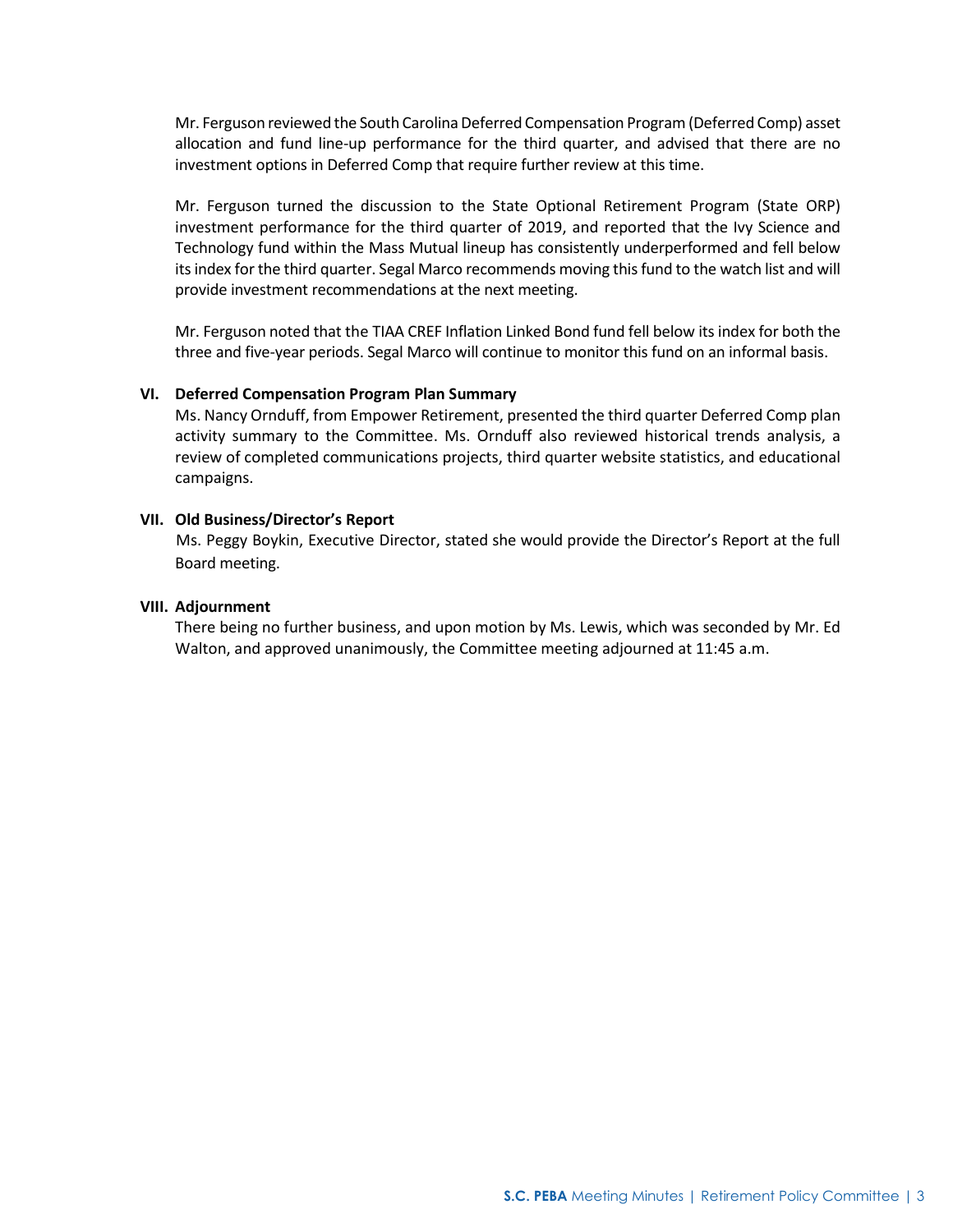Mr. Ferguson reviewed the South Carolina Deferred Compensation Program (Deferred Comp) asset allocation and fund line-up performance for the third quarter, and advised that there are no investment options in Deferred Comp that require further review at this time.

Mr. Ferguson turned the discussion to the State Optional Retirement Program (State ORP) investment performance for the third quarter of 2019, and reported that the Ivy Science and Technology fund within the Mass Mutual lineup has consistently underperformed and fell below its index for the third quarter. Segal Marco recommends moving this fund to the watch list and will provide investment recommendations at the next meeting.

Mr. Ferguson noted that the TIAA CREF Inflation Linked Bond fund fell below its index for both the three and five-year periods. Segal Marco will continue to monitor this fund on an informal basis.

**VI. Deferred Compensation Program Plan Summary**

Ms. Nancy Ornduff, from Empower Retirement, presented the third quarter Deferred Comp plan activity summary to the Committee. Ms. Ornduff also reviewed historical trends analysis, a review of completed communications projects, third quarter website statistics, and educational campaigns.

**VII. Old Business/Director's Report**

Ms. Peggy Boykin, Executive Director, stated she would provide the Director's Report at the full Board meeting.

**VIII. Adjournment**

There being no further business, and upon motion by Ms. Lewis, which was seconded by Mr. Ed Walton, and approved unanimously, the Committee meeting adjourned at 11:45 a.m.